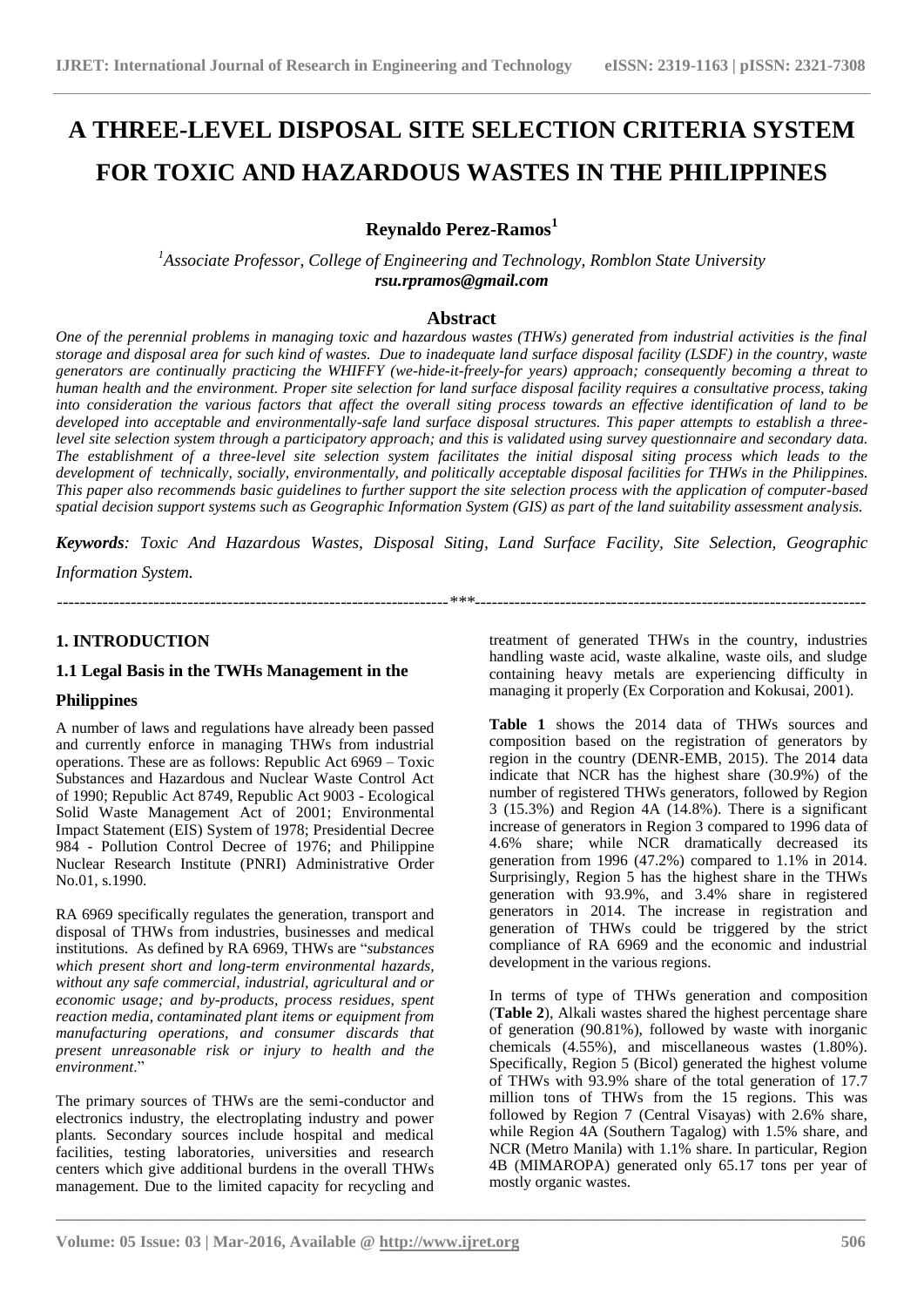# A THREE-LEVEL DISPOSAL SITE SELECTION CRITERIA SYSTEM FOR TOXIC AND HAZARDOUS WASTES IN THE PHILIPPINES

**Reynaldo Perez-Ramos[1]**

[1]*Associate Professor, College of Engineering and Technology, Romblon State University*
***rsu.rpramos@gmail.com***

## Abstract

*One of the perennial problems in managing toxic and hazardous wastes (THWs) generated from industrial activities is the final storage and disposal area for such kind of wastes. Due to inadequate land surface disposal facility (LSDF) in the country, waste generators are continually practicing the WHIFFY (we-hide-it-freely-for years) approach; consequently becoming a threat to human health and the environment. Proper site selection for land surface disposal facility requires a consultative process, taking into consideration the various factors that affect the overall siting process towards an effective identification of land to be developed into acceptable and environmentally-safe land surface disposal structures. This paper attempts to establish a three-level site selection system through a participatory approach; and this is validated using survey questionnaire and secondary data. The establishment of a three-level site selection system facilitates the initial disposal siting process which leads to the development of technically, socially, environmentally, and politically acceptable disposal facilities for THWs in the Philippines. This paper also recommends basic guidelines to further support the site selection process with the application of computer-based spatial decision support systems such as Geographic Information System (GIS) as part of the land suitability assessment analysis.*

***Keywords****: Toxic And Hazardous Wastes, Disposal Siting, Land Surface Facility, Site Selection, Geographic Information System.*

---

## 1. INTRODUCTION

### 1.1 Legal Basis in the TWHs Management in the Philippines

A number of laws and regulations have already been passed and currently enforce in managing THWs from industrial operations. These are as follows: Republic Act 6969 – Toxic Substances and Hazardous and Nuclear Waste Control Act of 1990; Republic Act 8749, Republic Act 9003 - Ecological Solid Waste Management Act of 2001; Environmental Impact Statement (EIS) System of 1978; Presidential Decree 984 - Pollution Control Decree of 1976; and Philippine Nuclear Research Institute (PNRI) Administrative Order No.01, s.1990.

RA 6969 specifically regulates the generation, transport and disposal of THWs from industries, businesses and medical institutions. As defined by RA 6969, THWs are "*substances which present short and long-term environmental hazards, without any safe commercial, industrial, agricultural and or economic usage; and by-products, process residues, spent reaction media, contaminated plant items or equipment from manufacturing operations, and consumer discards that present unreasonable risk or injury to health and the environment.*"

The primary sources of THWs are the semi-conductor and electronics industry, the electroplating industry and power plants. Secondary sources include hospital and medical facilities, testing laboratories, universities and research centers which give additional burdens in the overall THWs management. Due to the limited capacity for recycling and treatment of generated THWs in the country, industries handling waste acid, waste alkaline, waste oils, and sludge containing heavy metals are experiencing difficulty in managing it properly (Ex Corporation and Kokusai, 2001).

**Table 1** shows the 2014 data of THWs sources and composition based on the registration of generators by region in the country (DENR-EMB, 2015). The 2014 data indicate that NCR has the highest share (30.9%) of the number of registered THWs generators, followed by Region 3 (15.3%) and Region 4A (14.8%). There is a significant increase of generators in Region 3 compared to 1996 data of 4.6% share; while NCR dramatically decreased its generation from 1996 (47.2%) compared to 1.1% in 2014. Surprisingly, Region 5 has the highest share in the THWs generation with 93.9%, and 3.4% share in registered generators in 2014. The increase in registration and generation of THWs could be triggered by the strict compliance of RA 6969 and the economic and industrial development in the various regions.

In terms of type of THWs generation and composition (**Table 2**), Alkali wastes shared the highest percentage share of generation (90.81%), followed by waste with inorganic chemicals (4.55%), and miscellaneous wastes (1.80%). Specifically, Region 5 (Bicol) generated the highest volume of THWs with 93.9% share of the total generation of 17.7 million tons of THWs from the 15 regions. This was followed by Region 7 (Central Visayas) with 2.6% share, while Region 4A (Southern Tagalog) with 1.5% share, and NCR (Metro Manila) with 1.1% share. In particular, Region 4B (MIMAROPA) generated only 65.17 tons per year of mostly organic wastes.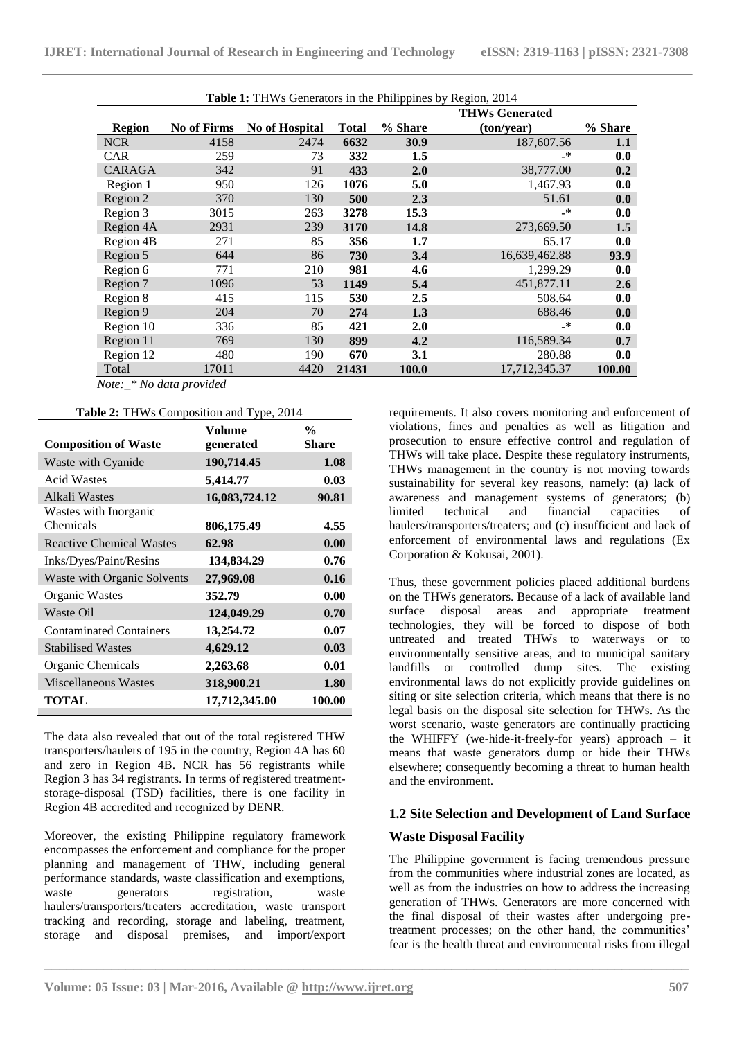**Table 1:** THWs Generators in the Philippines by Region, 2014

| Region | No of Firms | No of Hospital | Total | % Share | THWs Generated (ton/year) | % Share |
|---|---|---|---|---|---|---|
| NCR | 4158 | 2474 | **6632** | **30.9** | 187,607.56 | **1.1** |
| CAR | 259 | 73 | **332** | **1.5** | -* | **0.0** |
| CARAGA | 342 | 91 | **433** | **2.0** | 38,777.00 | **0.2** |
| Region 1 | 950 | 126 | **1076** | **5.0** | 1,467.93 | **0.0** |
| Region 2 | 370 | 130 | **500** | **2.3** | 51.61 | **0.0** |
| Region 3 | 3015 | 263 | **3278** | **15.3** | -* | **0.0** |
| Region 4A | 2931 | 239 | **3170** | **14.8** | 273,669.50 | **1.5** |
| Region 4B | 271 | 85 | **356** | **1.7** | 65.17 | **0.0** |
| Region 5 | 644 | 86 | **730** | **3.4** | 16,639,462.88 | **93.9** |
| Region 6 | 771 | 210 | **981** | **4.6** | 1,299.29 | **0.0** |
| Region 7 | 1096 | 53 | **1149** | **5.4** | 451,877.11 | **2.6** |
| Region 8 | 415 | 115 | **530** | **2.5** | 508.64 | **0.0** |
| Region 9 | 204 | 70 | **274** | **1.3** | 688.46 | **0.0** |
| Region 10 | 336 | 85 | **421** | **2.0** | -* | **0.0** |
| Region 11 | 769 | 130 | **899** | **4.2** | 116,589.34 | **0.7** |
| Region 12 | 480 | 190 | **670** | **3.1** | 280.88 | **0.0** |
| Total | 17011 | 4420 | **21431** | **100.0** | 17,712,345.37 | **100.00** |

*Note:_\* No data provided*

**Table 2:** THWs Composition and Type, 2014

| Composition of Waste | Volume generated | % Share |
|---|---|---|
| Waste with Cyanide | **190,714.45** | **1.08** |
| Acid Wastes | **5,414.77** | **0.03** |
| Alkali Wastes | **16,083,724.12** | **90.81** |
| Wastes with Inorganic Chemicals | **806,175.49** | **4.55** |
| Reactive Chemical Wastes | **62.98** | **0.00** |
| Inks/Dyes/Paint/Resins | **134,834.29** | **0.76** |
| Waste with Organic Solvents | **27,969.08** | **0.16** |
| Organic Wastes | **352.79** | **0.00** |
| Waste Oil | **124,049.29** | **0.70** |
| Contaminated Containers | **13,254.72** | **0.07** |
| Stabilised Wastes | **4,629.12** | **0.03** |
| Organic Chemicals | **2,263.68** | **0.01** |
| Miscellaneous Wastes | **318,900.21** | **1.80** |
| **TOTAL** | **17,712,345.00** | **100.00** |

The data also revealed that out of the total registered THW transporters/haulers of 195 in the country, Region 4A has 60 and zero in Region 4B. NCR has 56 registrants while Region 3 has 34 registrants. In terms of registered treatment-storage-disposal (TSD) facilities, there is one facility in Region 4B accredited and recognized by DENR.

Moreover, the existing Philippine regulatory framework encompasses the enforcement and compliance for the proper planning and management of THW, including general performance standards, waste classification and exemptions, waste generators registration, waste haulers/transporters/treaters accreditation, waste transport tracking and recording, storage and labeling, treatment, storage and disposal premises, and import/export requirements. It also covers monitoring and enforcement of violations, fines and penalties as well as litigation and prosecution to ensure effective control and regulation of THWs will take place. Despite these regulatory instruments, THWs management in the country is not moving towards sustainability for several key reasons, namely: (a) lack of awareness and management systems of generators; (b) limited technical and financial capacities of haulers/transporters/treaters; and (c) insufficient and lack of enforcement of environmental laws and regulations (Ex Corporation & Kokusai, 2001).

Thus, these government policies placed additional burdens on the THWs generators. Because of a lack of available land surface disposal areas and appropriate treatment technologies, they will be forced to dispose of both untreated and treated THWs to waterways or to environmentally sensitive areas, and to municipal sanitary landfills or controlled dump sites. The existing environmental laws do not explicitly provide guidelines on siting or site selection criteria, which means that there is no legal basis on the disposal site selection for THWs. As the worst scenario, waste generators are continually practicing the WHIFFY (we-hide-it-freely-for years) approach – it means that waste generators dump or hide their THWs elsewhere; consequently becoming a threat to human health and the environment.

### 1.2 Site Selection and Development of Land Surface Waste Disposal Facility

The Philippine government is facing tremendous pressure from the communities where industrial zones are located, as well as from the industries on how to address the increasing generation of THWs. Generators are more concerned with the final disposal of their wastes after undergoing pre-treatment processes; on the other hand, the communities' fear is the health threat and environmental risks from illegal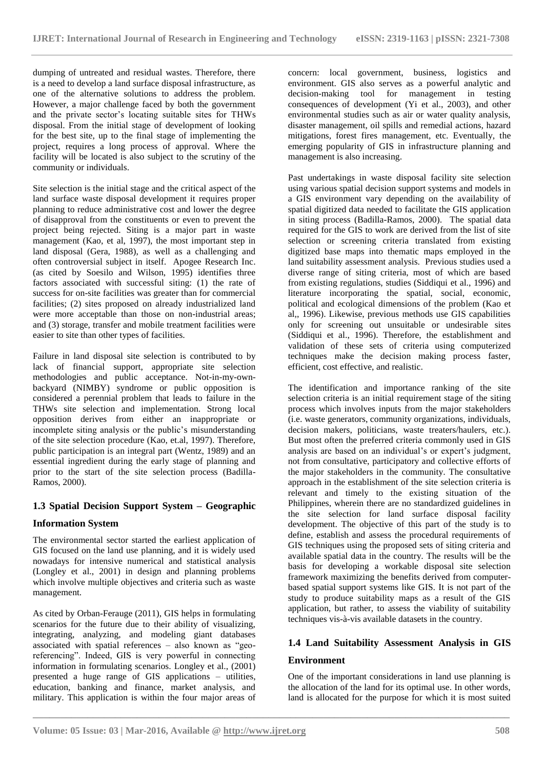dumping of untreated and residual wastes. Therefore, there is a need to develop a land surface disposal infrastructure, as one of the alternative solutions to address the problem. However, a major challenge faced by both the government and the private sector's locating suitable sites for THWs disposal. From the initial stage of development of looking for the best site, up to the final stage of implementing the project, requires a long process of approval. Where the facility will be located is also subject to the scrutiny of the community or individuals.

Site selection is the initial stage and the critical aspect of the land surface waste disposal development it requires proper planning to reduce administrative cost and lower the degree of disapproval from the constituents or even to prevent the project being rejected. Siting is a major part in waste management (Kao, et al, 1997), the most important step in land disposal (Gera, 1988), as well as a challenging and often controversial subject in itself. Apogee Research Inc. (as cited by Soesilo and Wilson, 1995) identifies three factors associated with successful siting: (1) the rate of success for on-site facilities was greater than for commercial facilities; (2) sites proposed on already industrialized land were more acceptable than those on non-industrial areas; and (3) storage, transfer and mobile treatment facilities were easier to site than other types of facilities.

Failure in land disposal site selection is contributed to by lack of financial support, appropriate site selection methodologies and public acceptance. Not-in-my-own-backyard (NIMBY) syndrome or public opposition is considered a perennial problem that leads to failure in the THWs site selection and implementation. Strong local opposition derives from either an inappropriate or incomplete siting analysis or the public's misunderstanding of the site selection procedure (Kao, et.al, 1997). Therefore, public participation is an integral part (Wentz, 1989) and an essential ingredient during the early stage of planning and prior to the start of the site selection process (Badilla-Ramos, 2000).

### 1.3 Spatial Decision Support System – Geographic Information System

The environmental sector started the earliest application of GIS focused on the land use planning, and it is widely used nowadays for intensive numerical and statistical analysis (Longley et al., 2001) in design and planning problems which involve multiple objectives and criteria such as waste management.

As cited by Orban-Ferauge (2011), GIS helps in formulating scenarios for the future due to their ability of visualizing, integrating, analyzing, and modeling giant databases associated with spatial references – also known as "geo-referencing". Indeed, GIS is very powerful in connecting information in formulating scenarios. Longley et al., (2001) presented a huge range of GIS applications – utilities, education, banking and finance, market analysis, and military. This application is within the four major areas of concern: local government, business, logistics and environment. GIS also serves as a powerful analytic and decision-making tool for management in testing consequences of development (Yi et al., 2003), and other environmental studies such as air or water quality analysis, disaster management, oil spills and remedial actions, hazard mitigations, forest fires management, etc. Eventually, the emerging popularity of GIS in infrastructure planning and management is also increasing.

Past undertakings in waste disposal facility site selection using various spatial decision support systems and models in a GIS environment vary depending on the availability of spatial digitized data needed to facilitate the GIS application in siting process (Badilla-Ramos, 2000). The spatial data required for the GIS to work are derived from the list of site selection or screening criteria translated from existing digitized base maps into thematic maps employed in the land suitability assessment analysis. Previous studies used a diverse range of siting criteria, most of which are based from existing regulations, studies (Siddiqui et al., 1996) and literature incorporating the spatial, social, economic, political and ecological dimensions of the problem (Kao et al,, 1996). Likewise, previous methods use GIS capabilities only for screening out unsuitable or undesirable sites (Siddiqui et al., 1996). Therefore, the establishment and validation of these sets of criteria using computerized techniques make the decision making process faster, efficient, cost effective, and realistic.

The identification and importance ranking of the site selection criteria is an initial requirement stage of the siting process which involves inputs from the major stakeholders (i.e. waste generators, community organizations, individuals, decision makers, politicians, waste treaters/haulers, etc.). But most often the preferred criteria commonly used in GIS analysis are based on an individual's or expert's judgment, not from consultative, participatory and collective efforts of the major stakeholders in the community. The consultative approach in the establishment of the site selection criteria is relevant and timely to the existing situation of the Philippines, wherein there are no standardized guidelines in the site selection for land surface disposal facility development. The objective of this part of the study is to define, establish and assess the procedural requirements of GIS techniques using the proposed sets of siting criteria and available spatial data in the country. The results will be the basis for developing a workable disposal site selection framework maximizing the benefits derived from computer-based spatial support systems like GIS. It is not part of the study to produce suitability maps as a result of the GIS application, but rather, to assess the viability of suitability techniques vis-à-vis available datasets in the country.

### 1.4 Land Suitability Assessment Analysis in GIS Environment

One of the important considerations in land use planning is the allocation of the land for its optimal use. In other words, land is allocated for the purpose for which it is most suited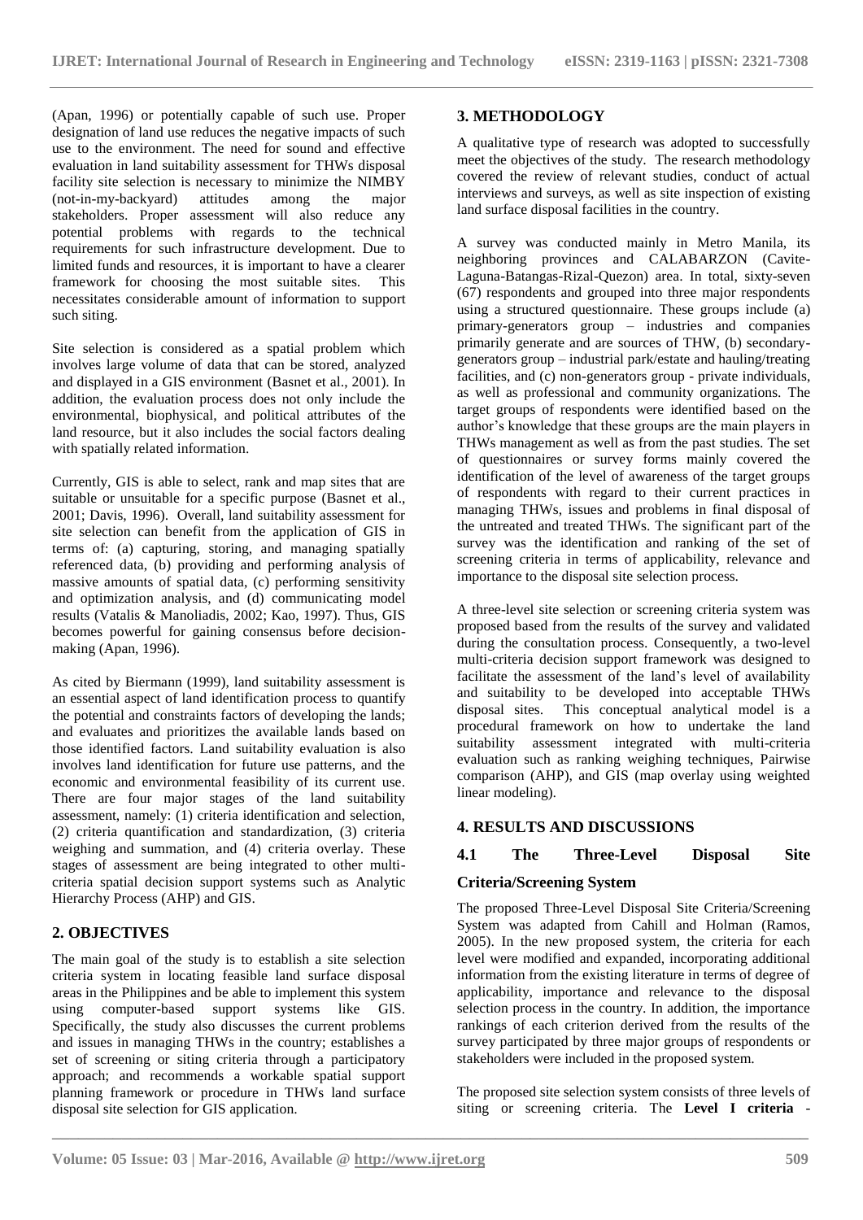(Apan, 1996) or potentially capable of such use. Proper designation of land use reduces the negative impacts of such use to the environment. The need for sound and effective evaluation in land suitability assessment for THWs disposal facility site selection is necessary to minimize the NIMBY (not-in-my-backyard) attitudes among the major stakeholders. Proper assessment will also reduce any potential problems with regards to the technical requirements for such infrastructure development. Due to limited funds and resources, it is important to have a clearer framework for choosing the most suitable sites. This necessitates considerable amount of information to support such siting.

Site selection is considered as a spatial problem which involves large volume of data that can be stored, analyzed and displayed in a GIS environment (Basnet et al., 2001). In addition, the evaluation process does not only include the environmental, biophysical, and political attributes of the land resource, but it also includes the social factors dealing with spatially related information.

Currently, GIS is able to select, rank and map sites that are suitable or unsuitable for a specific purpose (Basnet et al., 2001; Davis, 1996). Overall, land suitability assessment for site selection can benefit from the application of GIS in terms of: (a) capturing, storing, and managing spatially referenced data, (b) providing and performing analysis of massive amounts of spatial data, (c) performing sensitivity and optimization analysis, and (d) communicating model results (Vatalis & Manoliadis, 2002; Kao, 1997). Thus, GIS becomes powerful for gaining consensus before decision-making (Apan, 1996).

As cited by Biermann (1999), land suitability assessment is an essential aspect of land identification process to quantify the potential and constraints factors of developing the lands; and evaluates and prioritizes the available lands based on those identified factors. Land suitability evaluation is also involves land identification for future use patterns, and the economic and environmental feasibility of its current use. There are four major stages of the land suitability assessment, namely: (1) criteria identification and selection, (2) criteria quantification and standardization, (3) criteria weighing and summation, and (4) criteria overlay. These stages of assessment are being integrated to other multi-criteria spatial decision support systems such as Analytic Hierarchy Process (AHP) and GIS.

## 2. OBJECTIVES

The main goal of the study is to establish a site selection criteria system in locating feasible land surface disposal areas in the Philippines and be able to implement this system using computer-based support systems like GIS. Specifically, the study also discusses the current problems and issues in managing THWs in the country; establishes a set of screening or siting criteria through a participatory approach; and recommends a workable spatial support planning framework or procedure in THWs land surface disposal site selection for GIS application.

## 3. METHODOLOGY

A qualitative type of research was adopted to successfully meet the objectives of the study. The research methodology covered the review of relevant studies, conduct of actual interviews and surveys, as well as site inspection of existing land surface disposal facilities in the country.

A survey was conducted mainly in Metro Manila, its neighboring provinces and CALABARZON (Cavite-Laguna-Batangas-Rizal-Quezon) area. In total, sixty-seven (67) respondents and grouped into three major respondents using a structured questionnaire. These groups include (a) primary-generators group – industries and companies primarily generate and are sources of THW, (b) secondary-generators group – industrial park/estate and hauling/treating facilities, and (c) non-generators group - private individuals, as well as professional and community organizations. The target groups of respondents were identified based on the author's knowledge that these groups are the main players in THWs management as well as from the past studies. The set of questionnaires or survey forms mainly covered the identification of the level of awareness of the target groups of respondents with regard to their current practices in managing THWs, issues and problems in final disposal of the untreated and treated THWs. The significant part of the survey was the identification and ranking of the set of screening criteria in terms of applicability, relevance and importance to the disposal site selection process.

A three-level site selection or screening criteria system was proposed based from the results of the survey and validated during the consultation process. Consequently, a two-level multi-criteria decision support framework was designed to facilitate the assessment of the land's level of availability and suitability to be developed into acceptable THWs disposal sites. This conceptual analytical model is a procedural framework on how to undertake the land suitability assessment integrated with multi-criteria evaluation such as ranking weighing techniques, Pairwise comparison (AHP), and GIS (map overlay using weighted linear modeling).

## 4. RESULTS AND DISCUSSIONS

### 4.1 The Three-Level Disposal Site Criteria/Screening System

The proposed Three-Level Disposal Site Criteria/Screening System was adapted from Cahill and Holman (Ramos, 2005). In the new proposed system, the criteria for each level were modified and expanded, incorporating additional information from the existing literature in terms of degree of applicability, importance and relevance to the disposal selection process in the country. In addition, the importance rankings of each criterion derived from the results of the survey participated by three major groups of respondents or stakeholders were included in the proposed system.

The proposed site selection system consists of three levels of siting or screening criteria. The **Level I criteria** -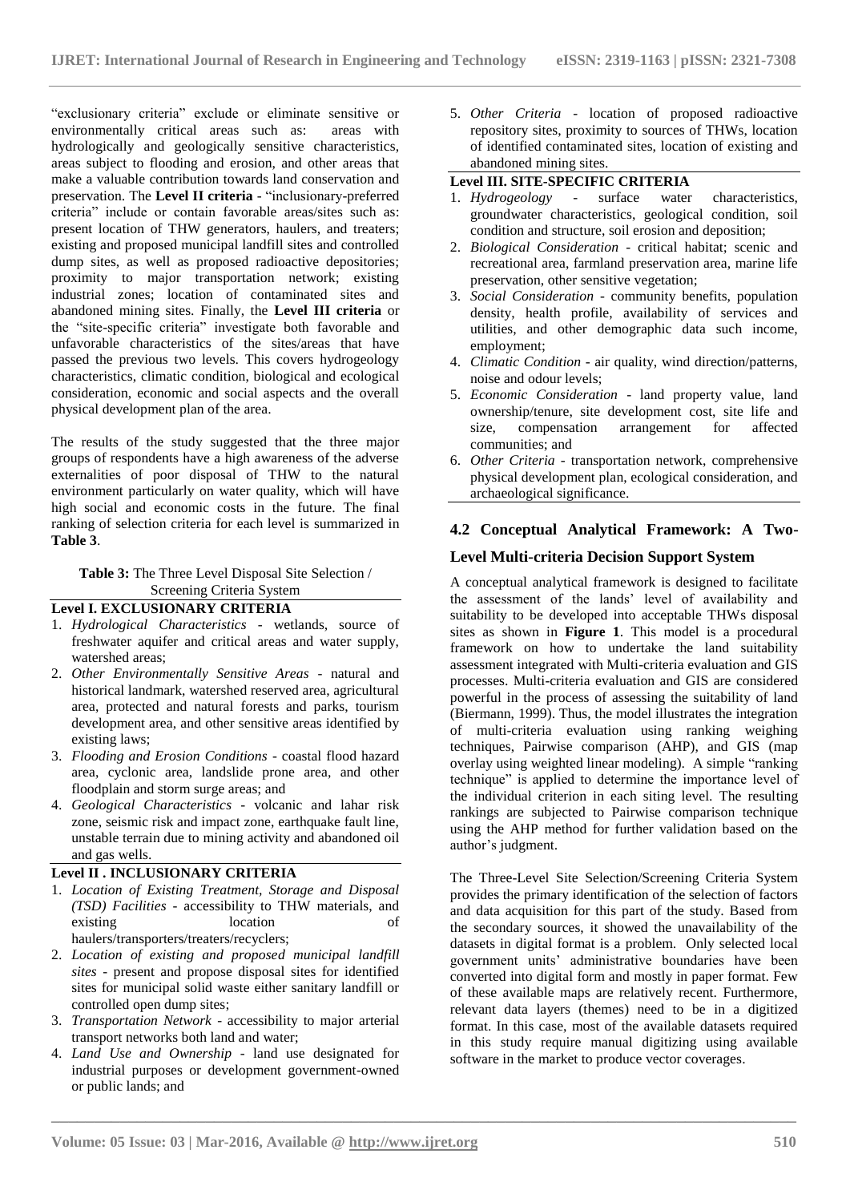"exclusionary criteria" exclude or eliminate sensitive or environmentally critical areas such as: areas with hydrologically and geologically sensitive characteristics, areas subject to flooding and erosion, and other areas that make a valuable contribution towards land conservation and preservation. The **Level II criteria** - "inclusionary-preferred criteria" include or contain favorable areas/sites such as: present location of THW generators, haulers, and treaters; existing and proposed municipal landfill sites and controlled dump sites, as well as proposed radioactive depositories; proximity to major transportation network; existing industrial zones; location of contaminated sites and abandoned mining sites. Finally, the **Level III criteria** or the "site-specific criteria" investigate both favorable and unfavorable characteristics of the sites/areas that have passed the previous two levels. This covers hydrogeology characteristics, climatic condition, biological and ecological consideration, economic and social aspects and the overall physical development plan of the area.

The results of the study suggested that the three major groups of respondents have a high awareness of the adverse externalities of poor disposal of THW to the natural environment particularly on water quality, which will have high social and economic costs in the future. The final ranking of selection criteria for each level is summarized in **Table 3**.

**Table 3:** The Three Level Disposal Site Selection / Screening Criteria System

**Level I. EXCLUSIONARY CRITERIA**

1. *Hydrological Characteristics* - wetlands, source of freshwater aquifer and critical areas and water supply, watershed areas;
2. *Other Environmentally Sensitive Areas* - natural and historical landmark, watershed reserved area, agricultural area, protected and natural forests and parks, tourism development area, and other sensitive areas identified by existing laws;
3. *Flooding and Erosion Conditions* - coastal flood hazard area, cyclonic area, landslide prone area, and other floodplain and storm surge areas; and
4. *Geological Characteristics* - volcanic and lahar risk zone, seismic risk and impact zone, earthquake fault line, unstable terrain due to mining activity and abandoned oil and gas wells.

**Level II . INCLUSIONARY CRITERIA**

1. *Location of Existing Treatment, Storage and Disposal (TSD) Facilities* - accessibility to THW materials, and existing location of haulers/transporters/treaters/recyclers;
2. *Location of existing and proposed municipal landfill sites* - present and propose disposal sites for identified sites for municipal solid waste either sanitary landfill or controlled open dump sites;
3. *Transportation Network* - accessibility to major arterial transport networks both land and water;
4. *Land Use and Ownership* - land use designated for industrial purposes or development government-owned or public lands; and
5. *Other Criteria* - location of proposed radioactive repository sites, proximity to sources of THWs, location of identified contaminated sites, location of existing and abandoned mining sites.

**Level III. SITE-SPECIFIC CRITERIA**

1. *Hydrogeology* - surface water characteristics, groundwater characteristics, geological condition, soil condition and structure, soil erosion and deposition;
2. *Biological Consideration* - critical habitat; scenic and recreational area, farmland preservation area, marine life preservation, other sensitive vegetation;
3. *Social Consideration* - community benefits, population density, health profile, availability of services and utilities, and other demographic data such income, employment;
4. *Climatic Condition* - air quality, wind direction/patterns, noise and odour levels;
5. *Economic Consideration* - land property value, land ownership/tenure, site development cost, site life and size, compensation arrangement for affected communities; and
6. *Other Criteria* - transportation network, comprehensive physical development plan, ecological consideration, and archaeological significance.

### 4.2 Conceptual Analytical Framework: A Two-Level Multi-criteria Decision Support System

A conceptual analytical framework is designed to facilitate the assessment of the lands' level of availability and suitability to be developed into acceptable THWs disposal sites as shown in **Figure 1**. This model is a procedural framework on how to undertake the land suitability assessment integrated with Multi-criteria evaluation and GIS processes. Multi-criteria evaluation and GIS are considered powerful in the process of assessing the suitability of land (Biermann, 1999). Thus, the model illustrates the integration of multi-criteria evaluation using ranking weighing techniques, Pairwise comparison (AHP), and GIS (map overlay using weighted linear modeling). A simple "ranking technique" is applied to determine the importance level of the individual criterion in each siting level. The resulting rankings are subjected to Pairwise comparison technique using the AHP method for further validation based on the author's judgment.

The Three-Level Site Selection/Screening Criteria System provides the primary identification of the selection of factors and data acquisition for this part of the study. Based from the secondary sources, it showed the unavailability of the datasets in digital format is a problem. Only selected local government units' administrative boundaries have been converted into digital form and mostly in paper format. Few of these available maps are relatively recent. Furthermore, relevant data layers (themes) need to be in a digitized format. In this case, most of the available datasets required in this study require manual digitizing using available software in the market to produce vector coverages.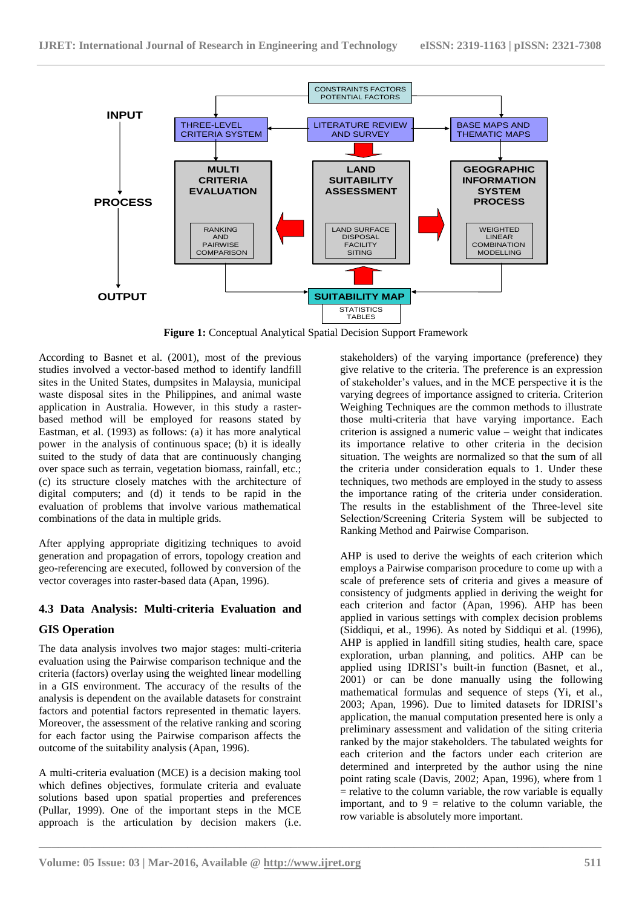**Figure 1:** Conceptual Analytical Spatial Decision Support Framework

According to Basnet et al. (2001), most of the previous studies involved a vector-based method to identify landfill sites in the United States, dumpsites in Malaysia, municipal waste disposal sites in the Philippines, and animal waste application in Australia. However, in this study a raster-based method will be employed for reasons stated by Eastman, et al. (1993) as follows: (a) it has more analytical power in the analysis of continuous space; (b) it is ideally suited to the study of data that are continuously changing over space such as terrain, vegetation biomass, rainfall, etc.; (c) its structure closely matches with the architecture of digital computers; and (d) it tends to be rapid in the evaluation of problems that involve various mathematical combinations of the data in multiple grids.

After applying appropriate digitizing techniques to avoid generation and propagation of errors, topology creation and geo-referencing are executed, followed by conversion of the vector coverages into raster-based data (Apan, 1996).

### 4.3 Data Analysis: Multi-criteria Evaluation and GIS Operation

The data analysis involves two major stages: multi-criteria evaluation using the Pairwise comparison technique and the criteria (factors) overlay using the weighted linear modelling in a GIS environment. The accuracy of the results of the analysis is dependent on the available datasets for constraint factors and potential factors represented in thematic layers. Moreover, the assessment of the relative ranking and scoring for each factor using the Pairwise comparison affects the outcome of the suitability analysis (Apan, 1996).

A multi-criteria evaluation (MCE) is a decision making tool which defines objectives, formulate criteria and evaluate solutions based upon spatial properties and preferences (Pullar, 1999). One of the important steps in the MCE approach is the articulation by decision makers (i.e. stakeholders) of the varying importance (preference) they give relative to the criteria. The preference is an expression of stakeholder's values, and in the MCE perspective it is the varying degrees of importance assigned to criteria. Criterion Weighing Techniques are the common methods to illustrate those multi-criteria that have varying importance. Each criterion is assigned a numeric value – weight that indicates its importance relative to other criteria in the decision situation. The weights are normalized so that the sum of all the criteria under consideration equals to 1. Under these techniques, two methods are employed in the study to assess the importance rating of the criteria under consideration. The results in the establishment of the Three-level site Selection/Screening Criteria System will be subjected to Ranking Method and Pairwise Comparison.

AHP is used to derive the weights of each criterion which employs a Pairwise comparison procedure to come up with a scale of preference sets of criteria and gives a measure of consistency of judgments applied in deriving the weight for each criterion and factor (Apan, 1996). AHP has been applied in various settings with complex decision problems (Siddiqui, et al., 1996). As noted by Siddiqui et al. (1996), AHP is applied in landfill siting studies, health care, space exploration, urban planning, and politics. AHP can be applied using IDRISI's built-in function (Basnet, et al., 2001) or can be done manually using the following mathematical formulas and sequence of steps (Yi, et al., 2003; Apan, 1996). Due to limited datasets for IDRISI's application, the manual computation presented here is only a preliminary assessment and validation of the siting criteria ranked by the major stakeholders. The tabulated weights for each criterion and the factors under each criterion are determined and interpreted by the author using the nine point rating scale (Davis, 2002; Apan, 1996), where from 1 = relative to the column variable, the row variable is equally important, and to 9 = relative to the column variable, the row variable is absolutely more important.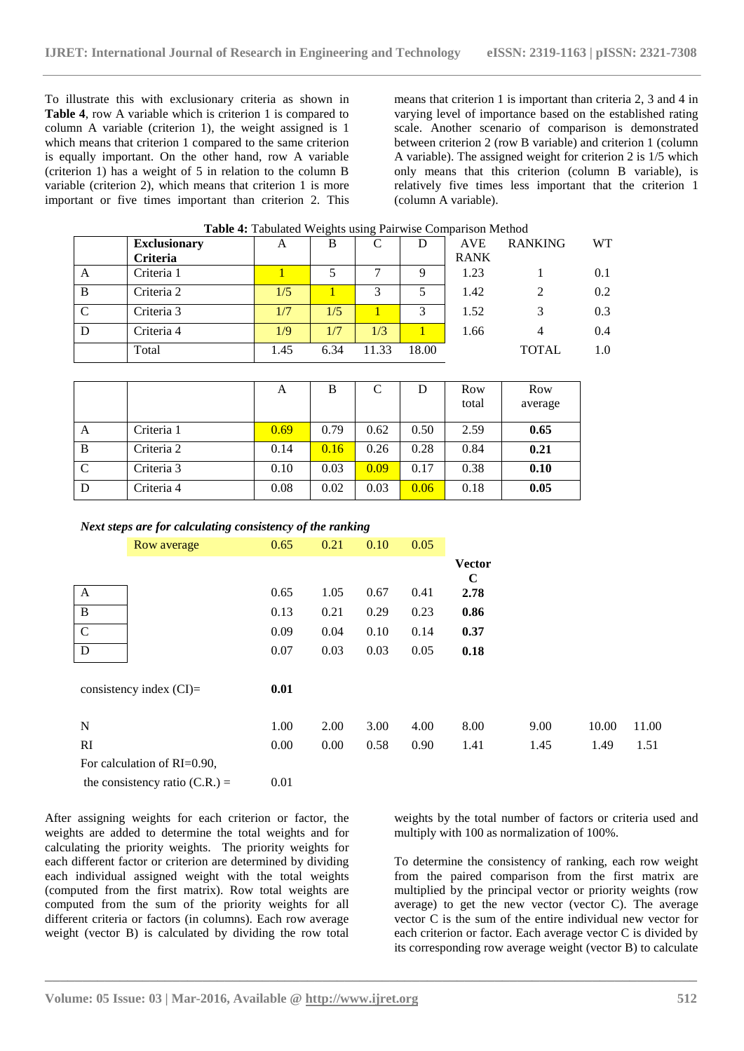To illustrate this with exclusionary criteria as shown in **Table 4**, row A variable which is criterion 1 is compared to column A variable (criterion 1), the weight assigned is 1 which means that criterion 1 compared to the same criterion is equally important. On the other hand, row A variable (criterion 1) has a weight of 5 in relation to the column B variable (criterion 2), which means that criterion 1 is more important or five times important than criterion 2. This means that criterion 1 is important than criteria 2, 3 and 4 in varying level of importance based on the established rating scale. Another scenario of comparison is demonstrated between criterion 2 (row B variable) and criterion 1 (column A variable). The assigned weight for criterion 2 is 1/5 which only means that this criterion (column B variable), is relatively five times less important that the criterion 1 (column A variable).

**Table 4:** Tabulated Weights using Pairwise Comparison Method

| | Exclusionary Criteria | A | B | C | D | AVE RANK | RANKING | WT |
|---|---|---|---|---|---|---|---|---|
| A | Criteria 1 | 1 | 5 | 7 | 9 | 1.23 | 1 | 0.1 |
| B | Criteria 2 | 1/5 | 1 | 3 | 5 | 1.42 | 2 | 0.2 |
| C | Criteria 3 | 1/7 | 1/5 | 1 | 3 | 1.52 | 3 | 0.3 |
| D | Criteria 4 | 1/9 | 1/7 | 1/3 | 1 | 1.66 | 4 | 0.4 |
| | Total | 1.45 | 6.34 | 11.33 | 18.00 | | TOTAL | 1.0 |

| | | A | B | C | D | Row total | Row average |
|---|---|---|---|---|---|---|---|
| A | Criteria 1 | 0.69 | 0.79 | 0.62 | 0.50 | 2.59 | **0.65** |
| B | Criteria 2 | 0.14 | 0.16 | 0.26 | 0.28 | 0.84 | **0.21** |
| C | Criteria 3 | 0.10 | 0.03 | 0.09 | 0.17 | 0.38 | **0.10** |
| D | Criteria 4 | 0.08 | 0.02 | 0.03 | 0.06 | 0.18 | **0.05** |

***Next steps are for calculating consistency of the ranking***

| | Row average | 0.65 | 0.21 | 0.10 | 0.05 | **Vector C** |
|---|---|---|---|---|---|---|
| A | | 0.65 | 1.05 | 0.67 | 0.41 | **2.78** |
| B | | 0.13 | 0.21 | 0.29 | 0.23 | **0.86** |
| C | | 0.09 | 0.04 | 0.10 | 0.14 | **0.37** |
| D | | 0.07 | 0.03 | 0.03 | 0.05 | **0.18** |

consistency index (CI)= **0.01**

| N | 1.00 | 2.00 | 3.00 | 4.00 | 8.00 | 9.00 | 10.00 | 11.00 |
|---|---|---|---|---|---|---|---|---|
| RI | 0.00 | 0.00 | 0.58 | 0.90 | 1.41 | 1.45 | 1.49 | 1.51 |

For calculation of RI=0.90,

the consistency ratio (C.R.) = 0.01

After assigning weights for each criterion or factor, the weights are added to determine the total weights and for calculating the priority weights. The priority weights for each different factor or criterion are determined by dividing each individual assigned weight with the total weights (computed from the first matrix). Row total weights are computed from the sum of the priority weights for all different criteria or factors (in columns). Each row average weight (vector B) is calculated by dividing the row total weights by the total number of factors or criteria used and multiply with 100 as normalization of 100%.

To determine the consistency of ranking, each row weight from the paired comparison from the first matrix are multiplied by the principal vector or priority weights (row average) to get the new vector (vector C). The average vector C is the sum of the entire individual new vector for each criterion or factor. Each average vector C is divided by its corresponding row average weight (vector B) to calculate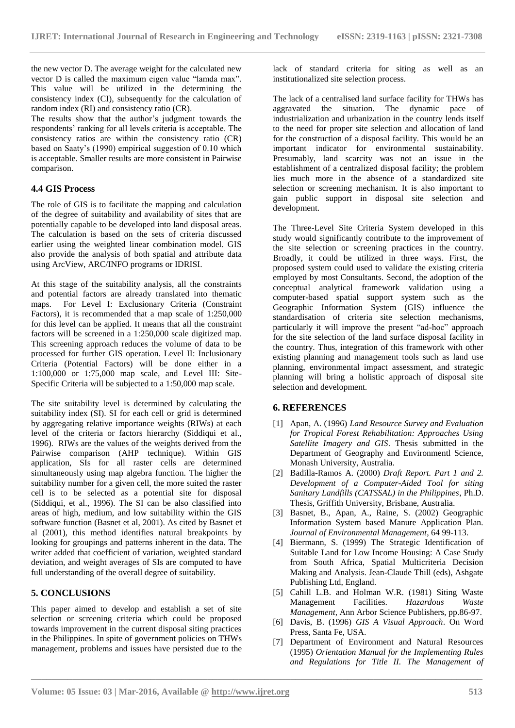the new vector D. The average weight for the calculated new vector D is called the maximum eigen value "lamda max". This value will be utilized in the determining the consistency index (CI), subsequently for the calculation of random index (RI) and consistency ratio (CR).

The results show that the author's judgment towards the respondents' ranking for all levels criteria is acceptable. The consistency ratios are within the consistency ratio (CR) based on Saaty's (1990) empirical suggestion of 0.10 which is acceptable. Smaller results are more consistent in Pairwise comparison.

### 4.4 GIS Process

The role of GIS is to facilitate the mapping and calculation of the degree of suitability and availability of sites that are potentially capable to be developed into land disposal areas. The calculation is based on the sets of criteria discussed earlier using the weighted linear combination model. GIS also provide the analysis of both spatial and attribute data using ArcView, ARC/INFO programs or IDRISI.

At this stage of the suitability analysis, all the constraints and potential factors are already translated into thematic maps. For Level I: Exclusionary Criteria (Constraint Factors), it is recommended that a map scale of 1:250,000 for this level can be applied. It means that all the constraint factors will be screened in a 1:250,000 scale digitized map. This screening approach reduces the volume of data to be processed for further GIS operation. Level II: Inclusionary Criteria (Potential Factors) will be done either in a 1:100,000 or 1:75,000 map scale, and Level III: Site-Specific Criteria will be subjected to a 1:50,000 map scale.

The site suitability level is determined by calculating the suitability index (SI). SI for each cell or grid is determined by aggregating relative importance weights (RIWs) at each level of the criteria or factors hierarchy (Siddiqui et al., 1996). RIWs are the values of the weights derived from the Pairwise comparison (AHP technique). Within GIS application, SIs for all raster cells are determined simultaneously using map algebra function. The higher the suitability number for a given cell, the more suited the raster cell is to be selected as a potential site for disposal (Siddiqui, et al., 1996). The SI can be also classified into areas of high, medium, and low suitability within the GIS software function (Basnet et al, 2001). As cited by Basnet et al (2001), this method identifies natural breakpoints by looking for groupings and patterns inherent in the data. The writer added that coefficient of variation, weighted standard deviation, and weight averages of SIs are computed to have full understanding of the overall degree of suitability.

## 5. CONCLUSIONS

This paper aimed to develop and establish a set of site selection or screening criteria which could be proposed towards improvement in the current disposal siting practices in the Philippines. In spite of government policies on THWs management, problems and issues have persisted due to the lack of standard criteria for siting as well as an institutionalized site selection process.

The lack of a centralised land surface facility for THWs has aggravated the situation. The dynamic pace of industrialization and urbanization in the country lends itself to the need for proper site selection and allocation of land for the construction of a disposal facility. This would be an important indicator for environmental sustainability. Presumably, land scarcity was not an issue in the establishment of a centralized disposal facility; the problem lies much more in the absence of a standardized site selection or screening mechanism. It is also important to gain public support in disposal site selection and development.

The Three-Level Site Criteria System developed in this study would significantly contribute to the improvement of the site selection or screening practices in the country. Broadly, it could be utilized in three ways. First, the proposed system could used to validate the existing criteria employed by most Consultants. Second, the adoption of the conceptual analytical framework validation using a computer-based spatial support system such as the Geographic Information System (GIS) influence the standardisation of criteria site selection mechanisms, particularly it will improve the present "ad-hoc" approach for the site selection of the land surface disposal facility in the country. Thus, integration of this framework with other existing planning and management tools such as land use planning, environmental impact assessment, and strategic planning will bring a holistic approach of disposal site selection and development.

## 6. REFERENCES

[1] Apan, A. (1996) *Land Resource Survey and Evaluation for Tropical Forest Rehabilitation: Approaches Using Satellite Imagery and GIS*. Thesis submitted in the Department of Geography and Environmentl Science, Monash University, Australia.

[2] Badilla-Ramos A. (2000) *Draft Report. Part 1 and 2. Development of a Computer-Aided Tool for siting Sanitary Landfills (CATSSAL) in the Philippines*, Ph.D. Thesis, Griffith University, Brisbane, Australia.

[3] Basnet, B., Apan, A., Raine, S. (2002) Geographic Information System based Manure Application Plan. *Journal of Environmental Management*, 64 99-113.

[4] Biermann, S. (1999) The Strategic Identification of Suitable Land for Low Income Housing: A Case Study from South Africa, Spatial Multicriteria Decision Making and Analysis. Jean-Claude Thill (eds), Ashgate Publishing Ltd, England.

[5] Cahill L.B. and Holman W.R. (1981) Siting Waste Management Facilities. *Hazardous Waste Management*, Ann Arbor Science Publishers, pp.86-97.

[6] Davis, B. (1996) *GIS A Visual Approach*. On Word Press, Santa Fe, USA.

[7] Department of Environment and Natural Resources (1995) *Orientation Manual for the Implementing Rules and Regulations for Title II. The Management of*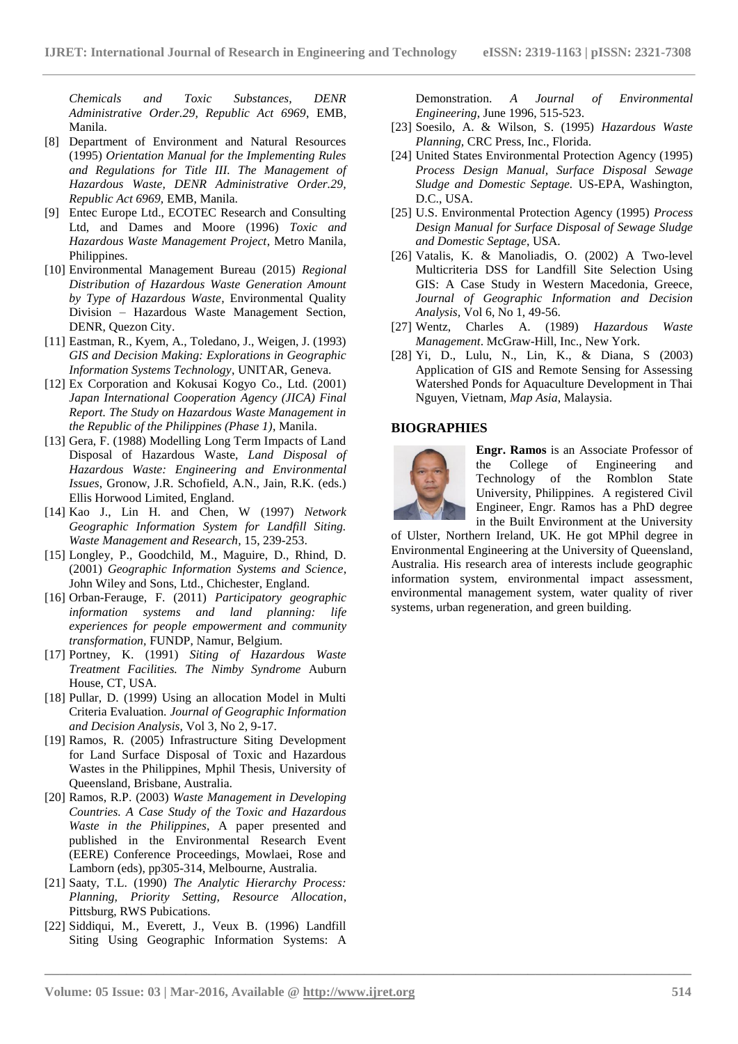*Chemicals and Toxic Substances, DENR Administrative Order.29, Republic Act 6969*, EMB, Manila.

[8] Department of Environment and Natural Resources (1995) *Orientation Manual for the Implementing Rules and Regulations for Title III. The Management of Hazardous Waste, DENR Administrative Order.29, Republic Act 6969*, EMB, Manila.

[9] Entec Europe Ltd., ECOTEC Research and Consulting Ltd, and Dames and Moore (1996) *Toxic and Hazardous Waste Management Project*, Metro Manila, Philippines.

[10] Environmental Management Bureau (2015) *Regional Distribution of Hazardous Waste Generation Amount by Type of Hazardous Waste*, Environmental Quality Division – Hazardous Waste Management Section, DENR, Quezon City.

[11] Eastman, R., Kyem, A., Toledano, J., Weigen, J. (1993) *GIS and Decision Making: Explorations in Geographic Information Systems Technology*, UNITAR, Geneva.

[12] Ex Corporation and Kokusai Kogyo Co., Ltd. (2001) *Japan International Cooperation Agency (JICA) Final Report. The Study on Hazardous Waste Management in the Republic of the Philippines (Phase 1)*, Manila.

[13] Gera, F. (1988) Modelling Long Term Impacts of Land Disposal of Hazardous Waste, *Land Disposal of Hazardous Waste: Engineering and Environmental Issues*, Gronow, J.R. Schofield, A.N., Jain, R.K. (eds.) Ellis Horwood Limited, England.

[14] Kao J., Lin H. and Chen, W (1997) *Network Geographic Information System for Landfill Siting. Waste Management and Research*, 15, 239-253.

[15] Longley, P., Goodchild, M., Maguire, D., Rhind, D. (2001) *Geographic Information Systems and Science*, John Wiley and Sons, Ltd., Chichester, England.

[16] Orban-Ferauge, F. (2011) *Participatory geographic information systems and land planning: life experiences for people empowerment and community transformation*, FUNDP, Namur, Belgium.

[17] Portney, K. (1991) *Siting of Hazardous Waste Treatment Facilities. The Nimby Syndrome* Auburn House, CT, USA.

[18] Pullar, D. (1999) Using an allocation Model in Multi Criteria Evaluation. *Journal of Geographic Information and Decision Analysis*, Vol 3, No 2, 9-17.

[19] Ramos, R. (2005) Infrastructure Siting Development for Land Surface Disposal of Toxic and Hazardous Wastes in the Philippines, Mphil Thesis, University of Queensland, Brisbane, Australia.

[20] Ramos, R.P. (2003) *Waste Management in Developing Countries. A Case Study of the Toxic and Hazardous Waste in the Philippines*, A paper presented and published in the Environmental Research Event (EERE) Conference Proceedings, Mowlaei, Rose and Lamborn (eds), pp305-314, Melbourne, Australia.

[21] Saaty, T.L. (1990) *The Analytic Hierarchy Process: Planning, Priority Setting, Resource Allocation*, Pittsburg, RWS Pubications.

[22] Siddiqui, M., Everett, J., Veux B. (1996) Landfill Siting Using Geographic Information Systems: A Demonstration. *A Journal of Environmental Engineering*, June 1996, 515-523.

[23] Soesilo, A. & Wilson, S. (1995) *Hazardous Waste Planning*, CRC Press, Inc., Florida.

[24] United States Environmental Protection Agency (1995) *Process Design Manual, Surface Disposal Sewage Sludge and Domestic Septage*. US-EPA, Washington, D.C., USA.

[25] U.S. Environmental Protection Agency (1995) *Process Design Manual for Surface Disposal of Sewage Sludge and Domestic Septage*, USA.

[26] Vatalis, K. & Manoliadis, O. (2002) A Two-level Multicriteria DSS for Landfill Site Selection Using GIS: A Case Study in Western Macedonia, Greece, *Journal of Geographic Information and Decision Analysis*, Vol 6, No 1, 49-56.

[27] Wentz, Charles A. (1989) *Hazardous Waste Management*. McGraw-Hill, Inc., New York.

[28] Yi, D., Lulu, N., Lin, K., & Diana, S (2003) Application of GIS and Remote Sensing for Assessing Watershed Ponds for Aquaculture Development in Thai Nguyen, Vietnam, *Map Asia*, Malaysia.

## BIOGRAPHIES

**Engr. Ramos** is an Associate Professor of the College of Engineering and Technology of the Romblon State University, Philippines. A registered Civil Engineer, Engr. Ramos has a PhD degree in the Built Environment at the University of Ulster, Northern Ireland, UK. He got MPhil degree in Environmental Engineering at the University of Queensland, Australia. His research area of interests include geographic information system, environmental impact assessment, environmental management system, water quality of river systems, urban regeneration, and green building.